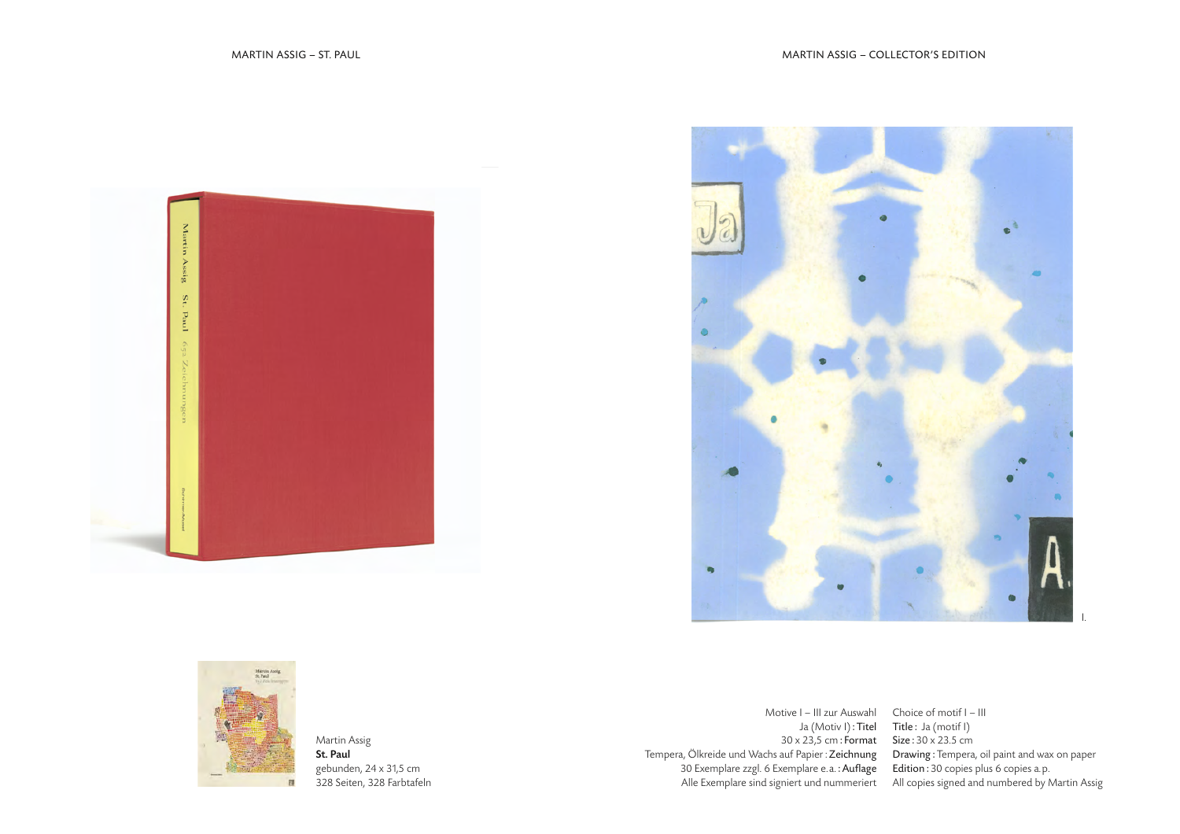Martin Assig
**St. Paul**
gebunden, 24 x 31,5 cm
328 Seiten, 328 Farbtafeln

I.

Motive I – III zur Auswahl
Ja (Motiv I) : **Titel**
30 x 23,5 cm : **Format**
Tempera, Ölkreide und Wachs auf Papier : **Zeichnung**
30 Exemplare zzgl. 6 Exemplare e. a. : **Auflage**
Alle Exemplare sind signiert und nummeriert

Choice of motif I – III
**Title** : Ja (motif I)
**Size** : 30 x 23.5 cm
**Drawing** : Tempera, oil paint and wax on paper
**Edition** : 30 copies plus 6 copies a. p.
All copies signed and numbered by Martin Assig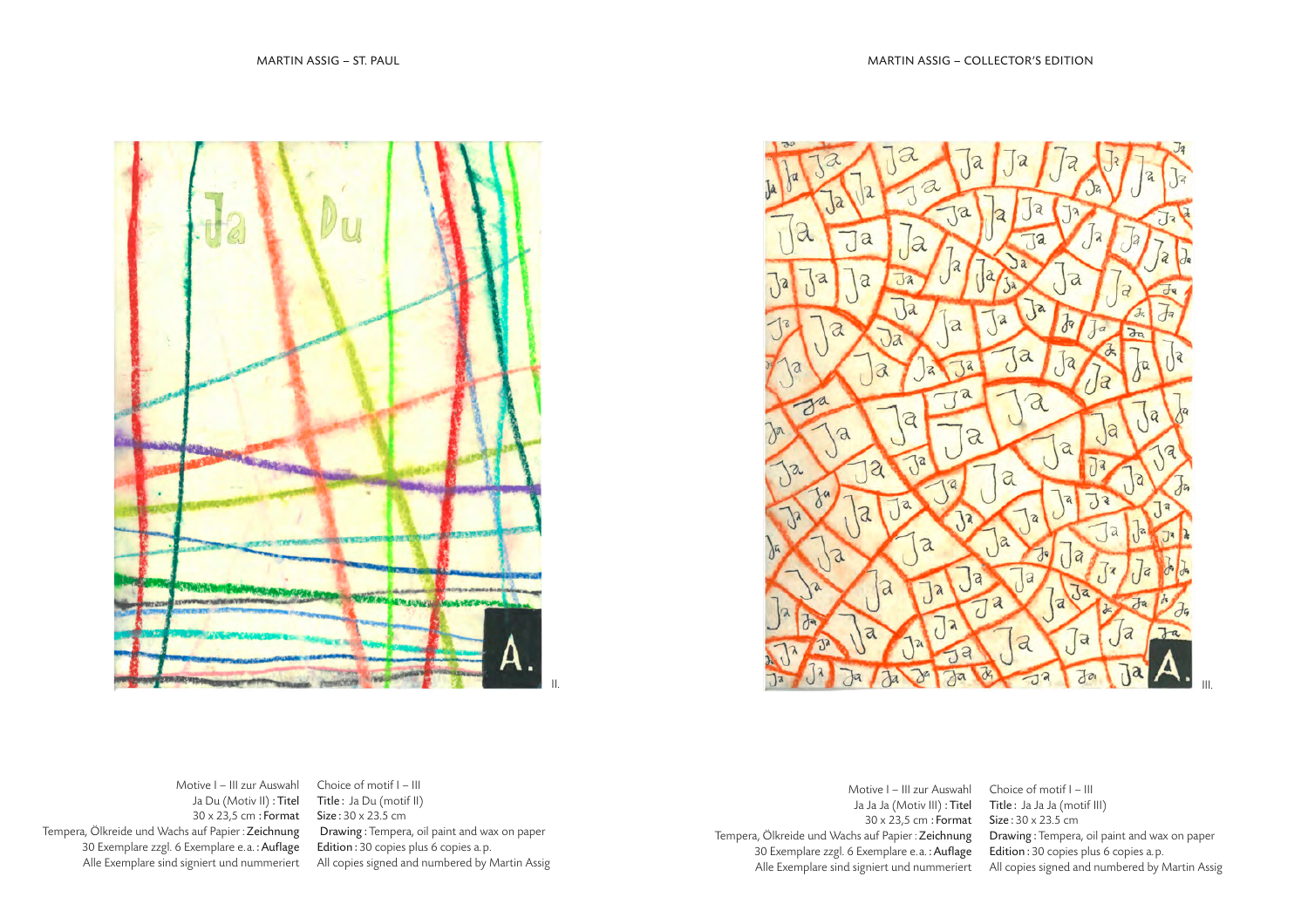MARTIN ASSIG – ST. PAUL

II.

| | |
|---|---|
| Motive I – III zur Auswahl | Choice of motif I – III |
| Ja Du (Motiv II) : **Titel** | **Title** : Ja Du (motif II) |
| 30 x 23,5 cm : **Format** | **Size** : 30 x 23.5 cm |
| Tempera, Ölkreide und Wachs auf Papier : **Zeichnung** | **Drawing** : Tempera, oil paint and wax on paper |
| 30 Exemplare zzgl. 6 Exemplare e. a. : **Auflage** | **Edition** : 30 copies plus 6 copies a. p. |
| Alle Exemplare sind signiert und nummeriert | All copies signed and numbered by Martin Assig |

MARTIN ASSIG – COLLECTOR'S EDITION

III.

| | |
|---|---|
| Motive I – III zur Auswahl | Choice of motif I – III |
| Ja Ja Ja (Motiv III) : **Titel** | **Title** : Ja Ja Ja (motif III) |
| 30 x 23,5 cm : **Format** | **Size** : 30 x 23.5 cm |
| Tempera, Ölkreide und Wachs auf Papier : **Zeichnung** | **Drawing** : Tempera, oil paint and wax on paper |
| 30 Exemplare zzgl. 6 Exemplare e. a. : **Auflage** | **Edition** : 30 copies plus 6 copies a. p. |
| Alle Exemplare sind signiert und nummeriert | All copies signed and numbered by Martin Assig |